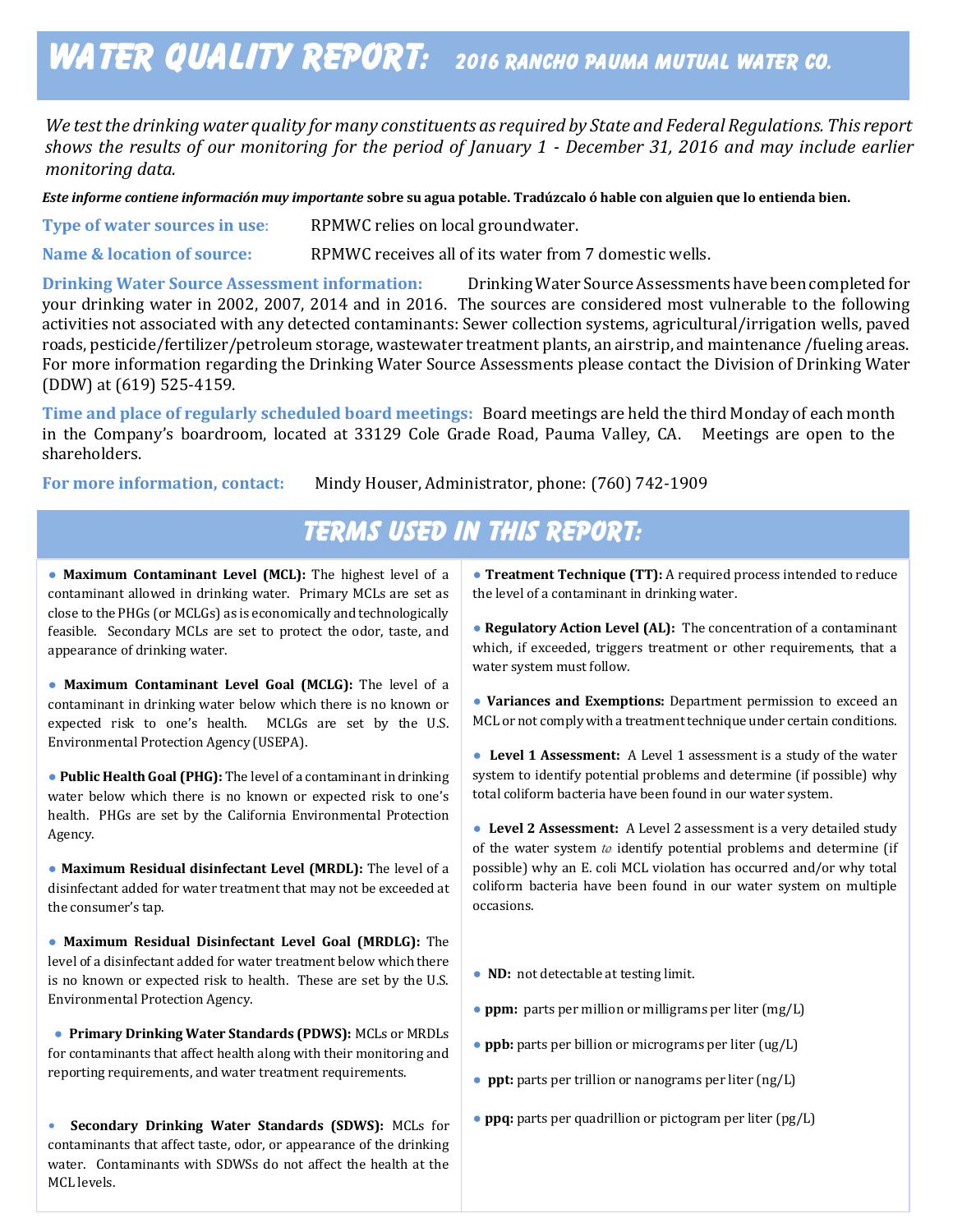# WATER QUALITY REPORT: 2016 RANCHO PAUMA MUTUAL WATER CO.

*We test the drinking water quality for many constituents as required by State and Federal Regulations. This report shows the results of our monitoring for the period of January 1 - December 31, 2016 and may include earlier monitoring data.*

***Este informe contiene información muy importante*** **sobre su agua potable. Tradúzcalo ó hable con alguien que lo entienda bien.**

**Type of water sources in use**: RPMWC relies on local groundwater.

**Name & location of source:** RPMWC receives all of its water from 7 domestic wells.

**Drinking Water Source Assessment information:** Drinking Water Source Assessments have been completed for your drinking water in 2002, 2007, 2014 and in 2016. The sources are considered most vulnerable to the following activities not associated with any detected contaminants: Sewer collection systems, agricultural/irrigation wells, paved roads, pesticide/fertilizer/petroleum storage, wastewater treatment plants, an airstrip, and maintenance /fueling areas. For more information regarding the Drinking Water Source Assessments please contact the Division of Drinking Water (DDW) at (619) 525-4159.

**Time and place of regularly scheduled board meetings:** Board meetings are held the third Monday of each month in the Company's boardroom, located at 33129 Cole Grade Road, Pauma Valley, CA. Meetings are open to the shareholders.

**For more information, contact:** Mindy Houser, Administrator, phone: (760) 742-1909

## TERMS USED IN THIS REPORT:

- **Maximum Contaminant Level (MCL):** The highest level of a contaminant allowed in drinking water. Primary MCLs are set as close to the PHGs (or MCLGs) as is economically and technologically feasible. Secondary MCLs are set to protect the odor, taste, and appearance of drinking water.
- **Maximum Contaminant Level Goal (MCLG):** The level of a contaminant in drinking water below which there is no known or expected risk to one's health. MCLGs are set by the U.S. Environmental Protection Agency (USEPA).
- **Public Health Goal (PHG):** The level of a contaminant in drinking water below which there is no known or expected risk to one's health. PHGs are set by the California Environmental Protection Agency.
- **Maximum Residual disinfectant Level (MRDL):** The level of a disinfectant added for water treatment that may not be exceeded at the consumer's tap.
- **Maximum Residual Disinfectant Level Goal (MRDLG):** The level of a disinfectant added for water treatment below which there is no known or expected risk to health. These are set by the U.S. Environmental Protection Agency.
- **Primary Drinking Water Standards (PDWS):** MCLs or MRDLs for contaminants that affect health along with their monitoring and reporting requirements, and water treatment requirements.
- **Secondary Drinking Water Standards (SDWS):** MCLs for contaminants that affect taste, odor, or appearance of the drinking water. Contaminants with SDWSs do not affect the health at the MCL levels.
- **Treatment Technique (TT):** A required process intended to reduce the level of a contaminant in drinking water.
- **Regulatory Action Level (AL):** The concentration of a contaminant which, if exceeded, triggers treatment or other requirements, that a water system must follow.
- **Variances and Exemptions:** Department permission to exceed an MCL or not comply with a treatment technique under certain conditions.
- **Level 1 Assessment:** A Level 1 assessment is a study of the water system to identify potential problems and determine (if possible) why total coliform bacteria have been found in our water system.
- **Level 2 Assessment:** A Level 2 assessment is a very detailed study of the water system to identify potential problems and determine (if possible) why an E. coli MCL violation has occurred and/or why total coliform bacteria have been found in our water system on multiple occasions.
- **ND:** not detectable at testing limit.
- **ppm:** parts per million or milligrams per liter (mg/L)
- **ppb:** parts per billion or micrograms per liter (ug/L)
- **ppt:** parts per trillion or nanograms per liter (ng/L)
- **ppq:** parts per quadrillion or pictogram per liter (pg/L)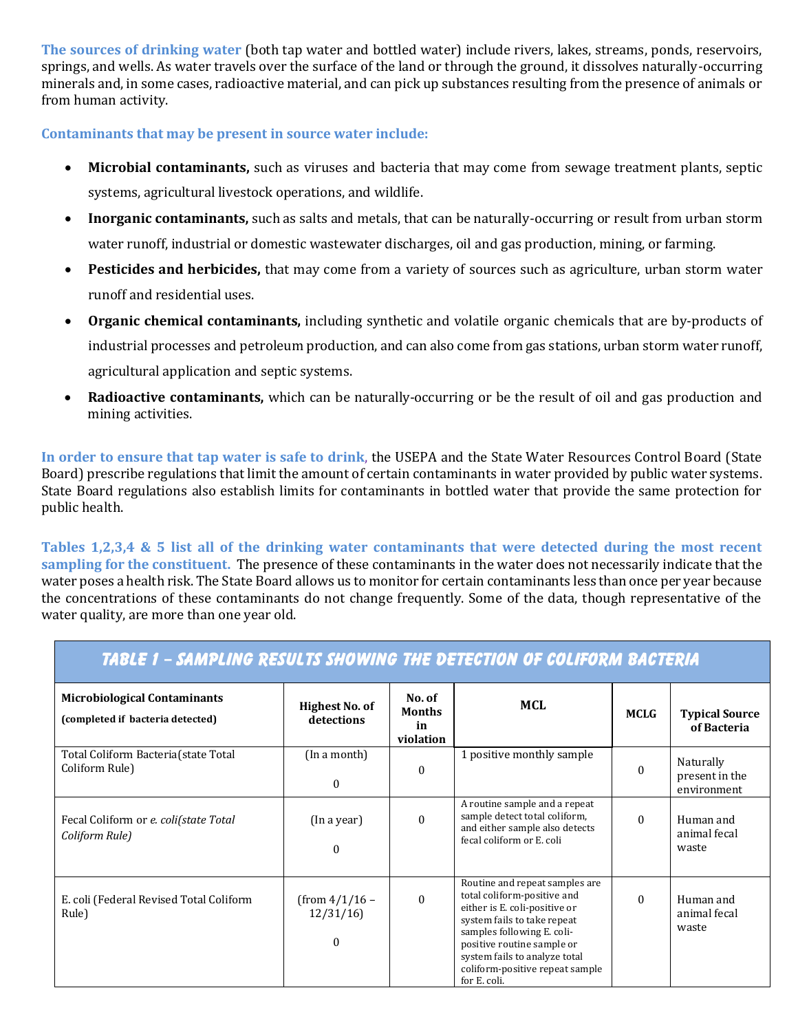**The sources of drinking water** (both tap water and bottled water) include rivers, lakes, streams, ponds, reservoirs, springs, and wells. As water travels over the surface of the land or through the ground, it dissolves naturally-occurring minerals and, in some cases, radioactive material, and can pick up substances resulting from the presence of animals or from human activity.

**Contaminants that may be present in source water include:**

- **Microbial contaminants,** such as viruses and bacteria that may come from sewage treatment plants, septic systems, agricultural livestock operations, and wildlife.
- **Inorganic contaminants,** such as salts and metals, that can be naturally-occurring or result from urban storm water runoff, industrial or domestic wastewater discharges, oil and gas production, mining, or farming.
- **Pesticides and herbicides,** that may come from a variety of sources such as agriculture, urban storm water runoff and residential uses.
- **Organic chemical contaminants,** including synthetic and volatile organic chemicals that are by-products of industrial processes and petroleum production, and can also come from gas stations, urban storm water runoff, agricultural application and septic systems.
- **Radioactive contaminants,** which can be naturally-occurring or be the result of oil and gas production and mining activities.

**In order to ensure that tap water is safe to drink,** the USEPA and the State Water Resources Control Board (State Board) prescribe regulations that limit the amount of certain contaminants in water provided by public water systems. State Board regulations also establish limits for contaminants in bottled water that provide the same protection for public health.

**Tables 1,2,3,4 & 5 list all of the drinking water contaminants that were detected during the most recent sampling for the constituent.** The presence of these contaminants in the water does not necessarily indicate that the water poses a health risk. The State Board allows us to monitor for certain contaminants less than once per year because the concentrations of these contaminants do not change frequently. Some of the data, though representative of the water quality, are more than one year old.

## TABLE 1 – SAMPLING RESULTS SHOWING THE DETECTION OF COLIFORM BACTERIA

| **Microbiological Contaminants** (completed if bacteria detected) | **Highest No. of detections** | **No. of Months in violation** | **MCL** | **MCLG** | **Typical Source of Bacteria** |
|---|---|---|---|---|---|
| Total Coliform Bacteria(state Total Coliform Rule) | (In a month) 0 | 0 | 1 positive monthly sample | 0 | Naturally present in the environment |
| Fecal Coliform or *e. coli(state Total Coliform Rule)* | (In a year) 0 | 0 | A routine sample and a repeat sample detect total coliform, and either sample also detects fecal coliform or E. coli | 0 | Human and animal fecal waste |
| E. coli (Federal Revised Total Coliform Rule) | (from 4/1/16 – 12/31/16) 0 | 0 | Routine and repeat samples are total coliform-positive and either is E. coli-positive or system fails to take repeat samples following E. coli-positive routine sample or system fails to analyze total coliform-positive repeat sample for E. coli. | 0 | Human and animal fecal waste |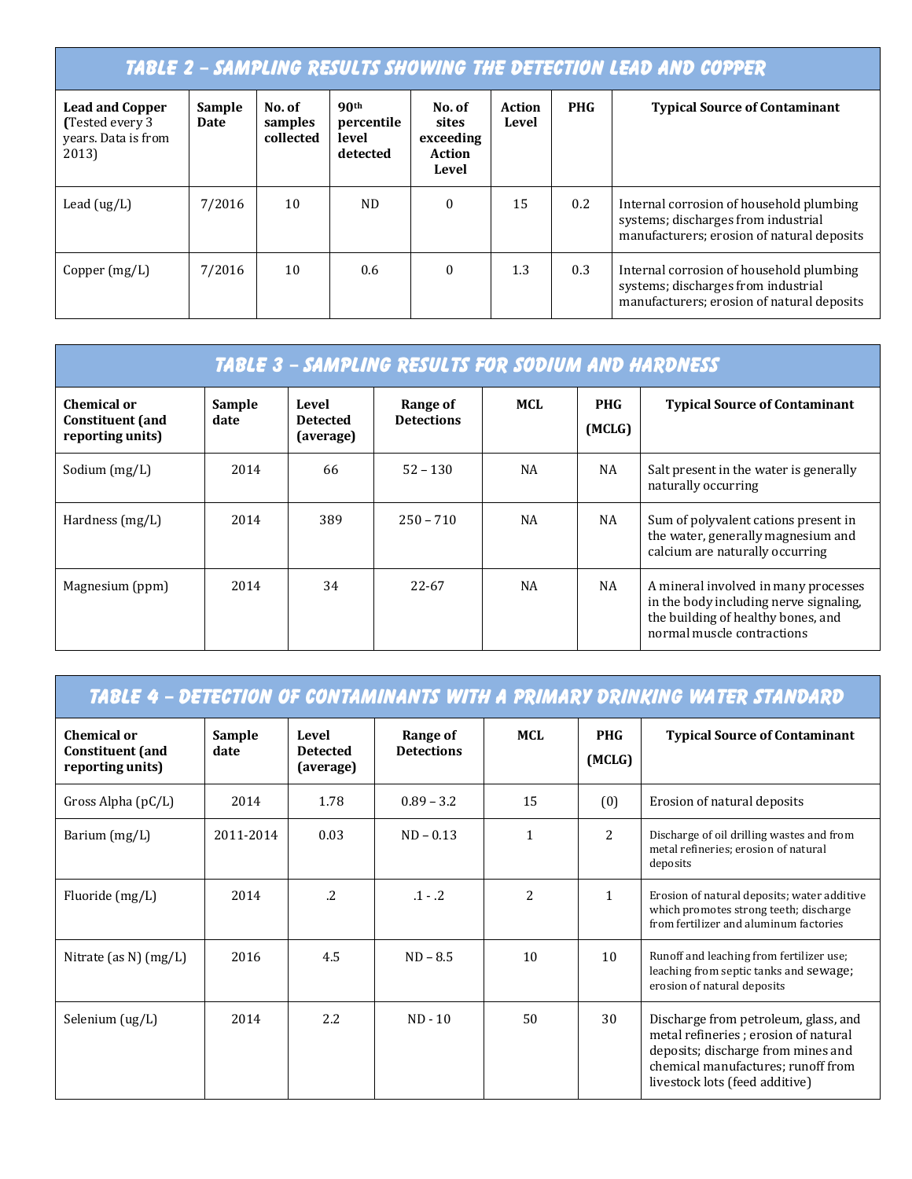## Table 2 – Sampling Results Showing the Detection Lead and Copper

| Lead and Copper (Tested every 3 years. Data is from 2013) | Sample Date | No. of samples collected | 90th percentile level detected | No. of sites exceeding Action Level | Action Level | PHG | Typical Source of Contaminant |
|---|---|---|---|---|---|---|---|
| Lead (ug/L) | 7/2016 | 10 | ND | 0 | 15 | 0.2 | Internal corrosion of household plumbing systems; discharges from industrial manufacturers; erosion of natural deposits |
| Copper (mg/L) | 7/2016 | 10 | 0.6 | 0 | 1.3 | 0.3 | Internal corrosion of household plumbing systems; discharges from industrial manufacturers; erosion of natural deposits |

## Table 3 – Sampling Results for Sodium and Hardness

| Chemical or Constituent (and reporting units) | Sample date | Level Detected (average) | Range of Detections | MCL | PHG (MCLG) | Typical Source of Contaminant |
|---|---|---|---|---|---|---|
| Sodium (mg/L) | 2014 | 66 | 52 – 130 | NA | NA | Salt present in the water is generally naturally occurring |
| Hardness (mg/L) | 2014 | 389 | 250 – 710 | NA | NA | Sum of polyvalent cations present in the water, generally magnesium and calcium are naturally occurring |
| Magnesium (ppm) | 2014 | 34 | 22-67 | NA | NA | A mineral involved in many processes in the body including nerve signaling, the building of healthy bones, and normal muscle contractions |

## Table 4 – Detection of Contaminants with a Primary Drinking Water Standard

| Chemical or Constituent (and reporting units) | Sample date | Level Detected (average) | Range of Detections | MCL | PHG (MCLG) | Typical Source of Contaminant |
|---|---|---|---|---|---|---|
| Gross Alpha (pC/L) | 2014 | 1.78 | 0.89 – 3.2 | 15 | (0) | Erosion of natural deposits |
| Barium (mg/L) | 2011-2014 | 0.03 | ND – 0.13 | 1 | 2 | Discharge of oil drilling wastes and from metal refineries; erosion of natural deposits |
| Fluoride (mg/L) | 2014 | .2 | .1 - .2 | 2 | 1 | Erosion of natural deposits; water additive which promotes strong teeth; discharge from fertilizer and aluminum factories |
| Nitrate (as N) (mg/L) | 2016 | 4.5 | ND – 8.5 | 10 | 10 | Runoff and leaching from fertilizer use; leaching from septic tanks and sewage; erosion of natural deposits |
| Selenium (ug/L) | 2014 | 2.2 | ND - 10 | 50 | 30 | Discharge from petroleum, glass, and metal refineries ; erosion of natural deposits; discharge from mines and chemical manufactures; runoff from livestock lots (feed additive) |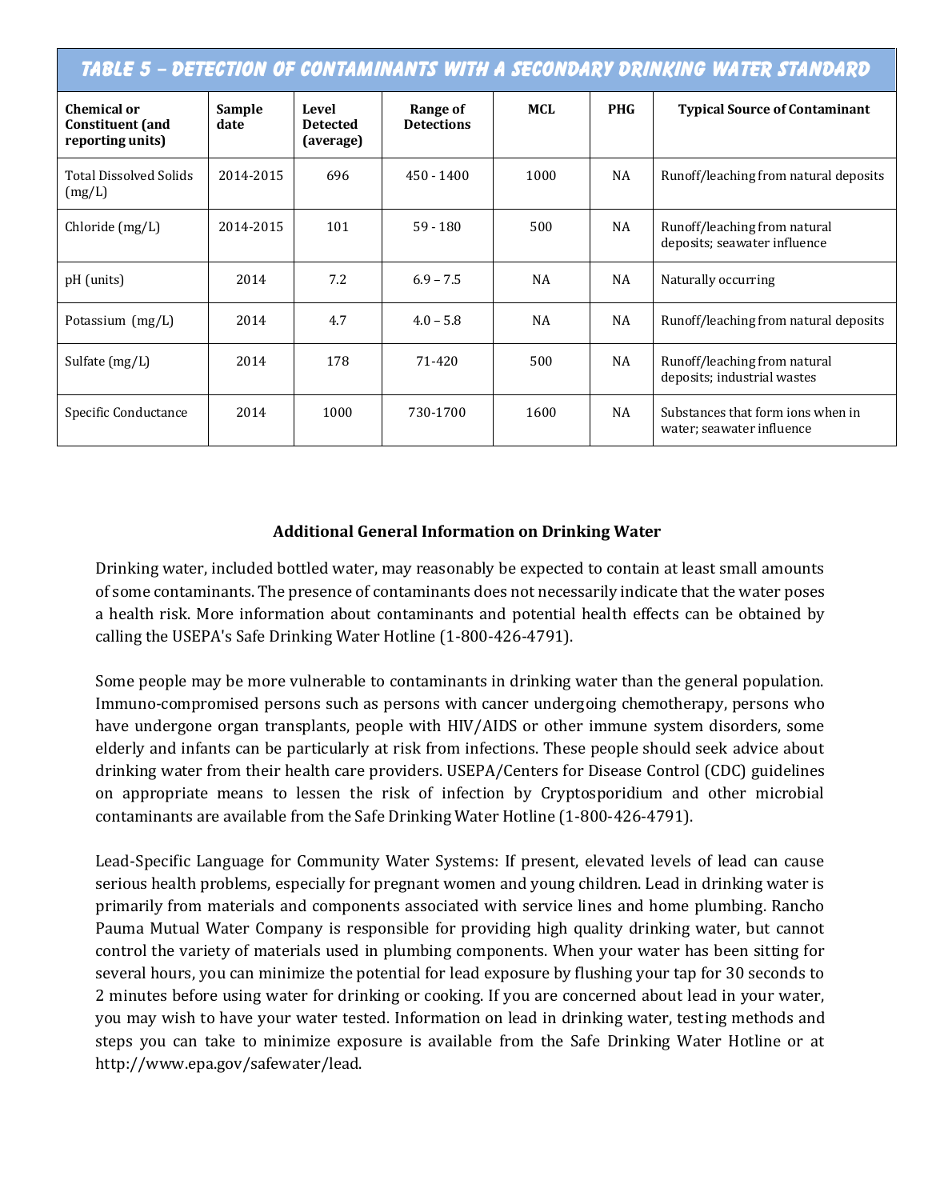## TABLE 5 – DETECTION OF CONTAMINANTS WITH A SECONDARY DRINKING WATER STANDARD

| Chemical or Constituent (and reporting units) | Sample date | Level Detected (average) | Range of Detections | MCL | PHG | Typical Source of Contaminant |
|---|---|---|---|---|---|---|
| Total Dissolved Solids (mg/L) | 2014-2015 | 696 | 450 - 1400 | 1000 | NA | Runoff/leaching from natural deposits |
| Chloride (mg/L) | 2014-2015 | 101 | 59 - 180 | 500 | NA | Runoff/leaching from natural deposits; seawater influence |
| pH (units) | 2014 | 7.2 | 6.9 – 7.5 | NA | NA | Naturally occurring |
| Potassium (mg/L) | 2014 | 4.7 | 4.0 – 5.8 | NA | NA | Runoff/leaching from natural deposits |
| Sulfate (mg/L) | 2014 | 178 | 71-420 | 500 | NA | Runoff/leaching from natural deposits; industrial wastes |
| Specific Conductance | 2014 | 1000 | 730-1700 | 1600 | NA | Substances that form ions when in water; seawater influence |

**Additional General Information on Drinking Water**

Drinking water, included bottled water, may reasonably be expected to contain at least small amounts of some contaminants. The presence of contaminants does not necessarily indicate that the water poses a health risk. More information about contaminants and potential health effects can be obtained by calling the USEPA's Safe Drinking Water Hotline (1-800-426-4791).

Some people may be more vulnerable to contaminants in drinking water than the general population. Immuno-compromised persons such as persons with cancer undergoing chemotherapy, persons who have undergone organ transplants, people with HIV/AIDS or other immune system disorders, some elderly and infants can be particularly at risk from infections. These people should seek advice about drinking water from their health care providers. USEPA/Centers for Disease Control (CDC) guidelines on appropriate means to lessen the risk of infection by Cryptosporidium and other microbial contaminants are available from the Safe Drinking Water Hotline (1-800-426-4791).

Lead-Specific Language for Community Water Systems: If present, elevated levels of lead can cause serious health problems, especially for pregnant women and young children. Lead in drinking water is primarily from materials and components associated with service lines and home plumbing. Rancho Pauma Mutual Water Company is responsible for providing high quality drinking water, but cannot control the variety of materials used in plumbing components. When your water has been sitting for several hours, you can minimize the potential for lead exposure by flushing your tap for 30 seconds to 2 minutes before using water for drinking or cooking. If you are concerned about lead in your water, you may wish to have your water tested. Information on lead in drinking water, testing methods and steps you can take to minimize exposure is available from the Safe Drinking Water Hotline or at http://www.epa.gov/safewater/lead.